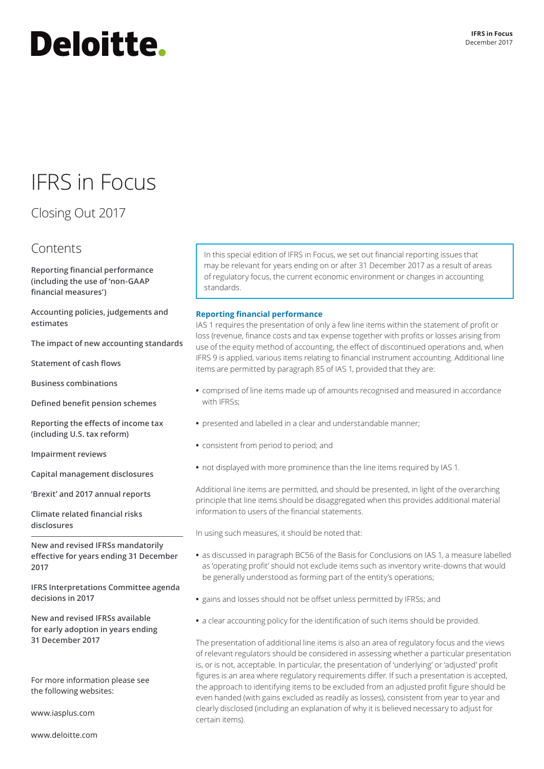Deloitte.

**IFRS in Focus**
December 2017

# IFRS in Focus

## Closing Out 2017

## Contents

**Reporting financial performance (including the use of 'non-GAAP financial measures')**

**Accounting policies, judgements and estimates**

**The impact of new accounting standards**

**Statement of cash flows**

**Business combinations**

**Defined benefit pension schemes**

**Reporting the effects of income tax (including U.S. tax reform)**

**Impairment reviews**

**Capital management disclosures**

**'Brexit' and 2017 annual reports**

**Climate related financial risks disclosures**

**New and revised IFRSs mandatorily effective for years ending 31 December 2017**

**IFRS Interpretations Committee agenda decisions in 2017**

**New and revised IFRSs available for early adoption in years ending 31 December 2017**

For more information please see the following websites:

www.iasplus.com

www.deloitte.com

In this special edition of IFRS in Focus, we set out financial reporting issues that may be relevant for years ending on or after 31 December 2017 as a result of areas of regulatory focus, the current economic environment or changes in accounting standards.

### Reporting financial performance

IAS 1 requires the presentation of only a few line items within the statement of profit or loss (revenue, finance costs and tax expense together with profits or losses arising from use of the equity method of accounting, the effect of discontinued operations and, when IFRS 9 is applied, various items relating to financial instrument accounting. Additional line items are permitted by paragraph 85 of IAS 1, provided that they are:

- comprised of line items made up of amounts recognised and measured in accordance with IFRSs;
- presented and labelled in a clear and understandable manner;
- consistent from period to period; and
- not displayed with more prominence than the line items required by IAS 1.

Additional line items are permitted, and should be presented, in light of the overarching principle that line items should be disaggregated when this provides additional material information to users of the financial statements.

In using such measures, it should be noted that:

- as discussed in paragraph BC56 of the Basis for Conclusions on IAS 1, a measure labelled as 'operating profit' should not exclude items such as inventory write-downs that would be generally understood as forming part of the entity's operations;
- gains and losses should not be offset unless permitted by IFRSs; and
- a clear accounting policy for the identification of such items should be provided.

The presentation of additional line items is also an area of regulatory focus and the views of relevant regulators should be considered in assessing whether a particular presentation is, or is not, acceptable. In particular, the presentation of 'underlying' or 'adjusted' profit figures is an area where regulatory requirements differ. If such a presentation is accepted, the approach to identifying items to be excluded from an adjusted profit figure should be even handed (with gains excluded as readily as losses), consistent from year to year and clearly disclosed (including an explanation of why it is believed necessary to adjust for certain items).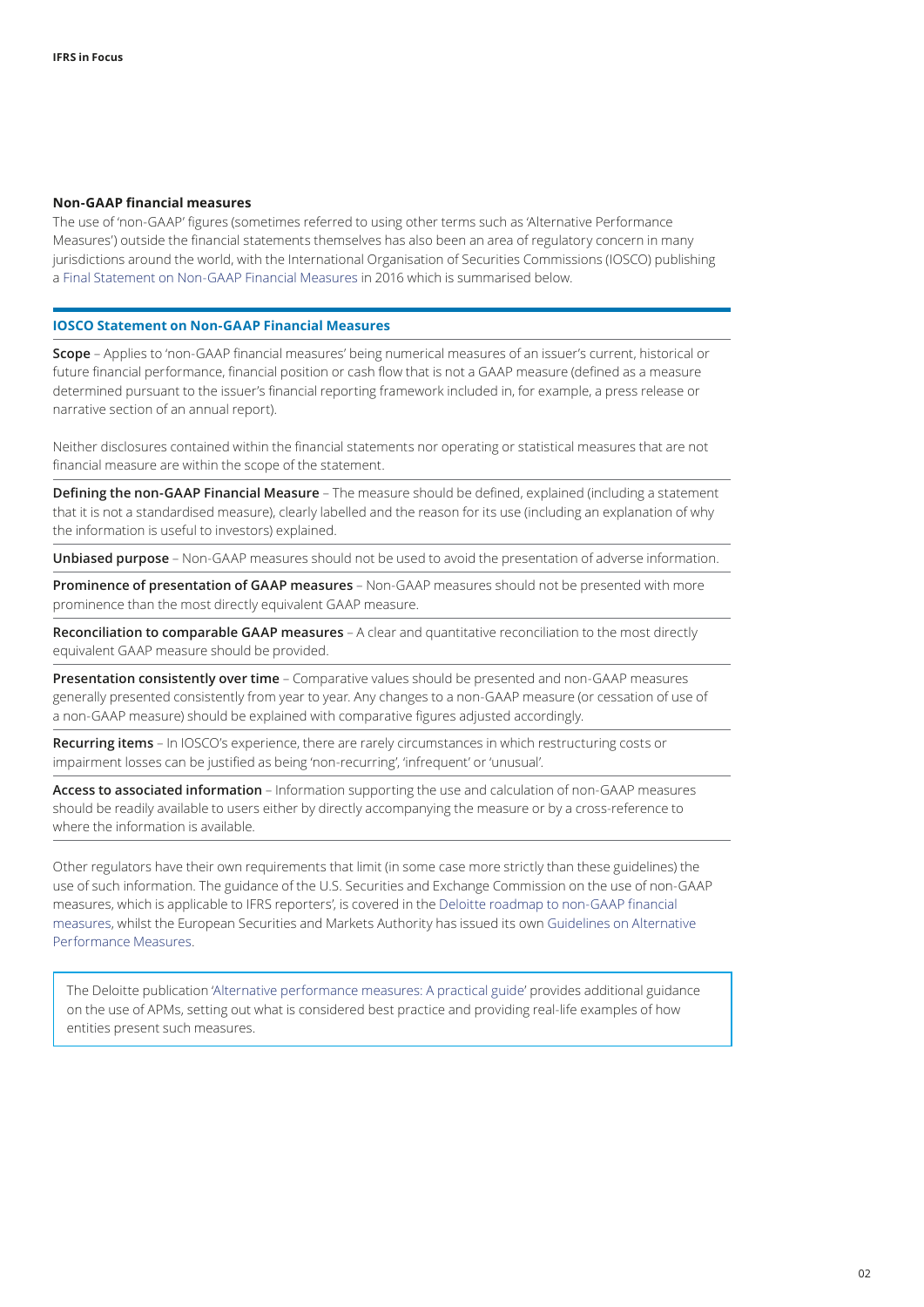### Non-GAAP financial measures

The use of 'non-GAAP' figures (sometimes referred to using other terms such as 'Alternative Performance Measures') outside the financial statements themselves has also been an area of regulatory concern in many jurisdictions around the world, with the International Organisation of Securities Commissions (IOSCO) publishing a Final Statement on Non-GAAP Financial Measures in 2016 which is summarised below.

#### IOSCO Statement on Non-GAAP Financial Measures

**Scope** – Applies to 'non-GAAP financial measures' being numerical measures of an issuer's current, historical or future financial performance, financial position or cash flow that is not a GAAP measure (defined as a measure determined pursuant to the issuer's financial reporting framework included in, for example, a press release or narrative section of an annual report).

Neither disclosures contained within the financial statements nor operating or statistical measures that are not financial measure are within the scope of the statement.

**Defining the non-GAAP Financial Measure** – The measure should be defined, explained (including a statement that it is not a standardised measure), clearly labelled and the reason for its use (including an explanation of why the information is useful to investors) explained.

**Unbiased purpose** – Non-GAAP measures should not be used to avoid the presentation of adverse information.

**Prominence of presentation of GAAP measures** – Non-GAAP measures should not be presented with more prominence than the most directly equivalent GAAP measure.

**Reconciliation to comparable GAAP measures** – A clear and quantitative reconciliation to the most directly equivalent GAAP measure should be provided.

**Presentation consistently over time** – Comparative values should be presented and non-GAAP measures generally presented consistently from year to year. Any changes to a non-GAAP measure (or cessation of use of a non-GAAP measure) should be explained with comparative figures adjusted accordingly.

**Recurring items** – In IOSCO's experience, there are rarely circumstances in which restructuring costs or impairment losses can be justified as being 'non-recurring', 'infrequent' or 'unusual'.

**Access to associated information** – Information supporting the use and calculation of non-GAAP measures should be readily available to users either by directly accompanying the measure or by a cross-reference to where the information is available.

Other regulators have their own requirements that limit (in some case more strictly than these guidelines) the use of such information. The guidance of the U.S. Securities and Exchange Commission on the use of non-GAAP measures, which is applicable to IFRS reporters', is covered in the Deloitte roadmap to non-GAAP financial measures, whilst the European Securities and Markets Authority has issued its own Guidelines on Alternative Performance Measures.

The Deloitte publication 'Alternative performance measures: A practical guide' provides additional guidance on the use of APMs, setting out what is considered best practice and providing real-life examples of how entities present such measures.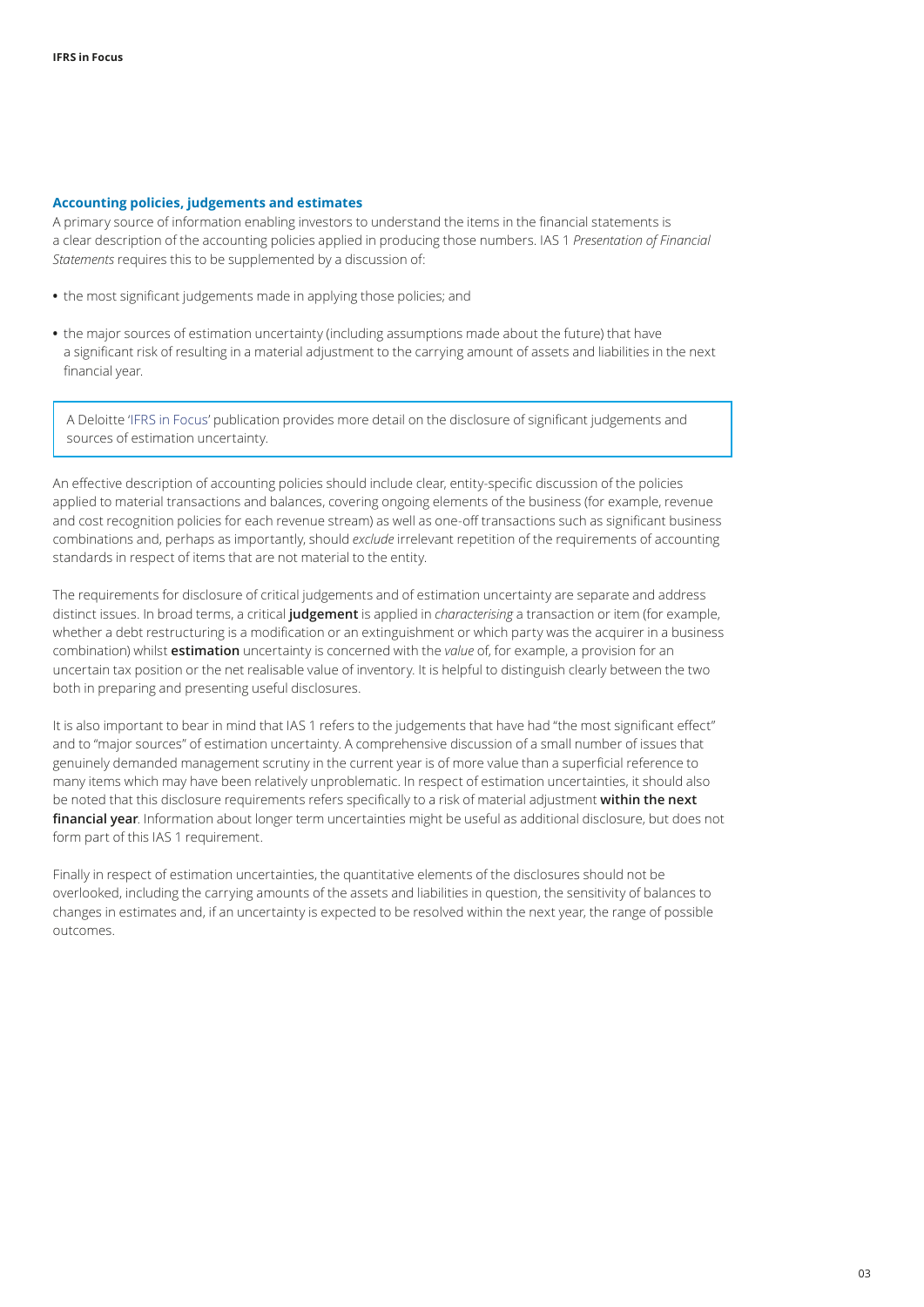## Accounting policies, judgements and estimates

A primary source of information enabling investors to understand the items in the financial statements is a clear description of the accounting policies applied in producing those numbers. IAS 1 *Presentation of Financial Statements* requires this to be supplemented by a discussion of:

- the most significant judgements made in applying those policies; and
- the major sources of estimation uncertainty (including assumptions made about the future) that have a significant risk of resulting in a material adjustment to the carrying amount of assets and liabilities in the next financial year.

> A Deloitte 'IFRS in Focus' publication provides more detail on the disclosure of significant judgements and sources of estimation uncertainty.

An effective description of accounting policies should include clear, entity-specific discussion of the policies applied to material transactions and balances, covering ongoing elements of the business (for example, revenue and cost recognition policies for each revenue stream) as well as one-off transactions such as significant business combinations and, perhaps as importantly, should *exclude* irrelevant repetition of the requirements of accounting standards in respect of items that are not material to the entity.

The requirements for disclosure of critical judgements and of estimation uncertainty are separate and address distinct issues. In broad terms, a critical **judgement** is applied in *characterising* a transaction or item (for example, whether a debt restructuring is a modification or an extinguishment or which party was the acquirer in a business combination) whilst **estimation** uncertainty is concerned with the *value* of, for example, a provision for an uncertain tax position or the net realisable value of inventory. It is helpful to distinguish clearly between the two both in preparing and presenting useful disclosures.

It is also important to bear in mind that IAS 1 refers to the judgements that have had "the most significant effect" and to "major sources" of estimation uncertainty. A comprehensive discussion of a small number of issues that genuinely demanded management scrutiny in the current year is of more value than a superficial reference to many items which may have been relatively unproblematic. In respect of estimation uncertainties, it should also be noted that this disclosure requirements refers specifically to a risk of material adjustment **within the next financial year**. Information about longer term uncertainties might be useful as additional disclosure, but does not form part of this IAS 1 requirement.

Finally in respect of estimation uncertainties, the quantitative elements of the disclosures should not be overlooked, including the carrying amounts of the assets and liabilities in question, the sensitivity of balances to changes in estimates and, if an uncertainty is expected to be resolved within the next year, the range of possible outcomes.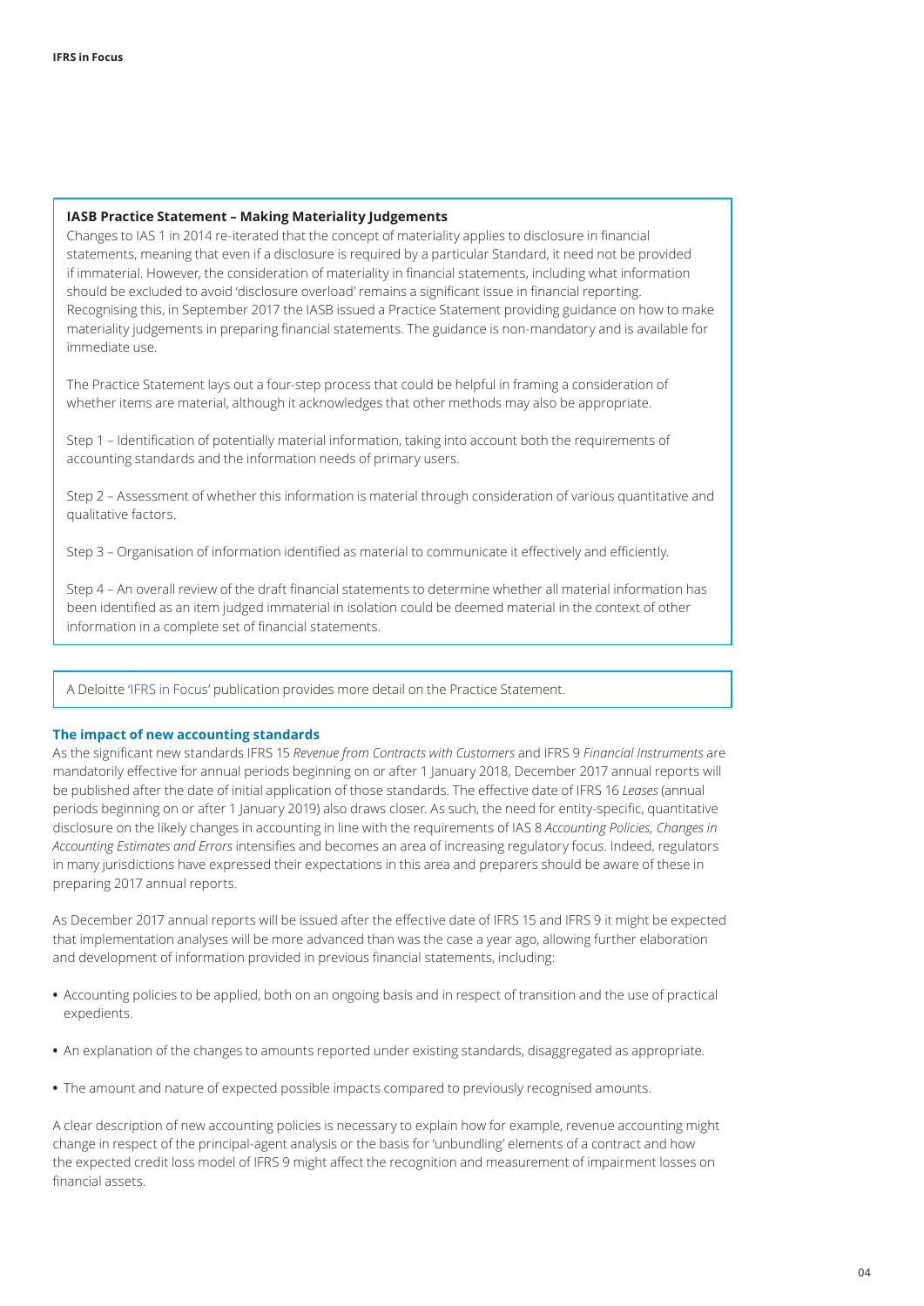**IASB Practice Statement – Making Materiality Judgements**

Changes to IAS 1 in 2014 re-iterated that the concept of materiality applies to disclosure in financial statements, meaning that even if a disclosure is required by a particular Standard, it need not be provided if immaterial. However, the consideration of materiality in financial statements, including what information should be excluded to avoid 'disclosure overload' remains a significant issue in financial reporting. Recognising this, in September 2017 the IASB issued a Practice Statement providing guidance on how to make materiality judgements in preparing financial statements. The guidance is non-mandatory and is available for immediate use.

The Practice Statement lays out a four-step process that could be helpful in framing a consideration of whether items are material, although it acknowledges that other methods may also be appropriate.

Step 1 – Identification of potentially material information, taking into account both the requirements of accounting standards and the information needs of primary users.

Step 2 – Assessment of whether this information is material through consideration of various quantitative and qualitative factors.

Step 3 – Organisation of information identified as material to communicate it effectively and efficiently.

Step 4 – An overall review of the draft financial statements to determine whether all material information has been identified as an item judged immaterial in isolation could be deemed material in the context of other information in a complete set of financial statements.

A Deloitte 'IFRS in Focus' publication provides more detail on the Practice Statement.

### The impact of new accounting standards

As the significant new standards IFRS 15 *Revenue from Contracts with Customers* and IFRS 9 *Financial Instruments* are mandatorily effective for annual periods beginning on or after 1 January 2018, December 2017 annual reports will be published after the date of initial application of those standards. The effective date of IFRS 16 *Leases* (annual periods beginning on or after 1 January 2019) also draws closer. As such, the need for entity-specific, quantitative disclosure on the likely changes in accounting in line with the requirements of IAS 8 *Accounting Policies, Changes in Accounting Estimates and Errors* intensifies and becomes an area of increasing regulatory focus. Indeed, regulators in many jurisdictions have expressed their expectations in this area and preparers should be aware of these in preparing 2017 annual reports.

As December 2017 annual reports will be issued after the effective date of IFRS 15 and IFRS 9 it might be expected that implementation analyses will be more advanced than was the case a year ago, allowing further elaboration and development of information provided in previous financial statements, including:

- Accounting policies to be applied, both on an ongoing basis and in respect of transition and the use of practical expedients.
- An explanation of the changes to amounts reported under existing standards, disaggregated as appropriate.
- The amount and nature of expected possible impacts compared to previously recognised amounts.

A clear description of new accounting policies is necessary to explain how for example, revenue accounting might change in respect of the principal-agent analysis or the basis for 'unbundling' elements of a contract and how the expected credit loss model of IFRS 9 might affect the recognition and measurement of impairment losses on financial assets.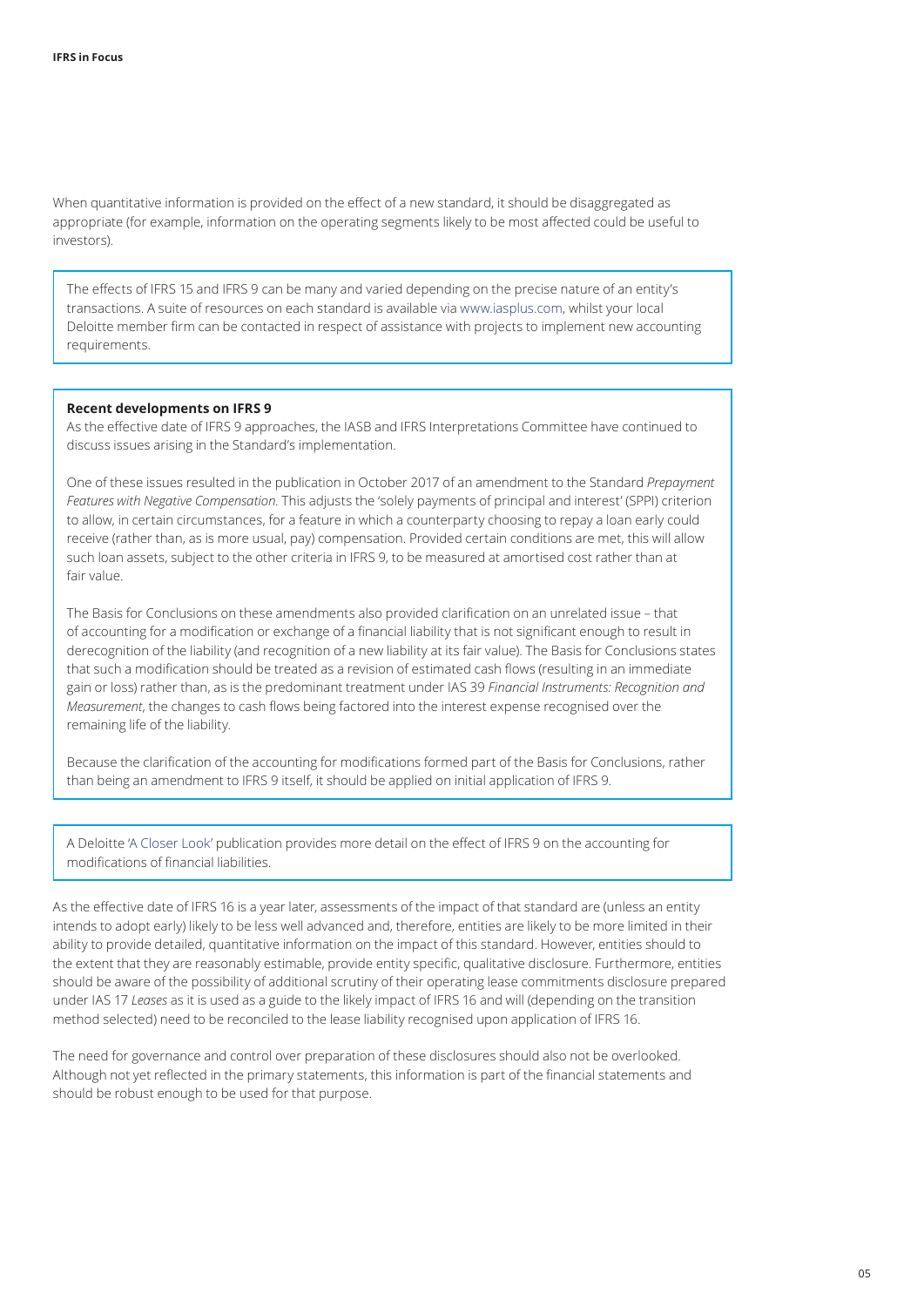When quantitative information is provided on the effect of a new standard, it should be disaggregated as appropriate (for example, information on the operating segments likely to be most affected could be useful to investors).

The effects of IFRS 15 and IFRS 9 can be many and varied depending on the precise nature of an entity's transactions. A suite of resources on each standard is available via www.iasplus.com, whilst your local Deloitte member firm can be contacted in respect of assistance with projects to implement new accounting requirements.

**Recent developments on IFRS 9**

As the effective date of IFRS 9 approaches, the IASB and IFRS Interpretations Committee have continued to discuss issues arising in the Standard's implementation.

One of these issues resulted in the publication in October 2017 of an amendment to the Standard *Prepayment Features with Negative Compensation*. This adjusts the 'solely payments of principal and interest' (SPPI) criterion to allow, in certain circumstances, for a feature in which a counterparty choosing to repay a loan early could receive (rather than, as is more usual, pay) compensation. Provided certain conditions are met, this will allow such loan assets, subject to the other criteria in IFRS 9, to be measured at amortised cost rather than at fair value.

The Basis for Conclusions on these amendments also provided clarification on an unrelated issue – that of accounting for a modification or exchange of a financial liability that is not significant enough to result in derecognition of the liability (and recognition of a new liability at its fair value). The Basis for Conclusions states that such a modification should be treated as a revision of estimated cash flows (resulting in an immediate gain or loss) rather than, as is the predominant treatment under IAS 39 *Financial Instruments: Recognition and Measurement*, the changes to cash flows being factored into the interest expense recognised over the remaining life of the liability.

Because the clarification of the accounting for modifications formed part of the Basis for Conclusions, rather than being an amendment to IFRS 9 itself, it should be applied on initial application of IFRS 9.

A Deloitte 'A Closer Look' publication provides more detail on the effect of IFRS 9 on the accounting for modifications of financial liabilities.

As the effective date of IFRS 16 is a year later, assessments of the impact of that standard are (unless an entity intends to adopt early) likely to be less well advanced and, therefore, entities are likely to be more limited in their ability to provide detailed, quantitative information on the impact of this standard. However, entities should to the extent that they are reasonably estimable, provide entity specific, qualitative disclosure. Furthermore, entities should be aware of the possibility of additional scrutiny of their operating lease commitments disclosure prepared under IAS 17 *Leases* as it is used as a guide to the likely impact of IFRS 16 and will (depending on the transition method selected) need to be reconciled to the lease liability recognised upon application of IFRS 16.

The need for governance and control over preparation of these disclosures should also not be overlooked. Although not yet reflected in the primary statements, this information is part of the financial statements and should be robust enough to be used for that purpose.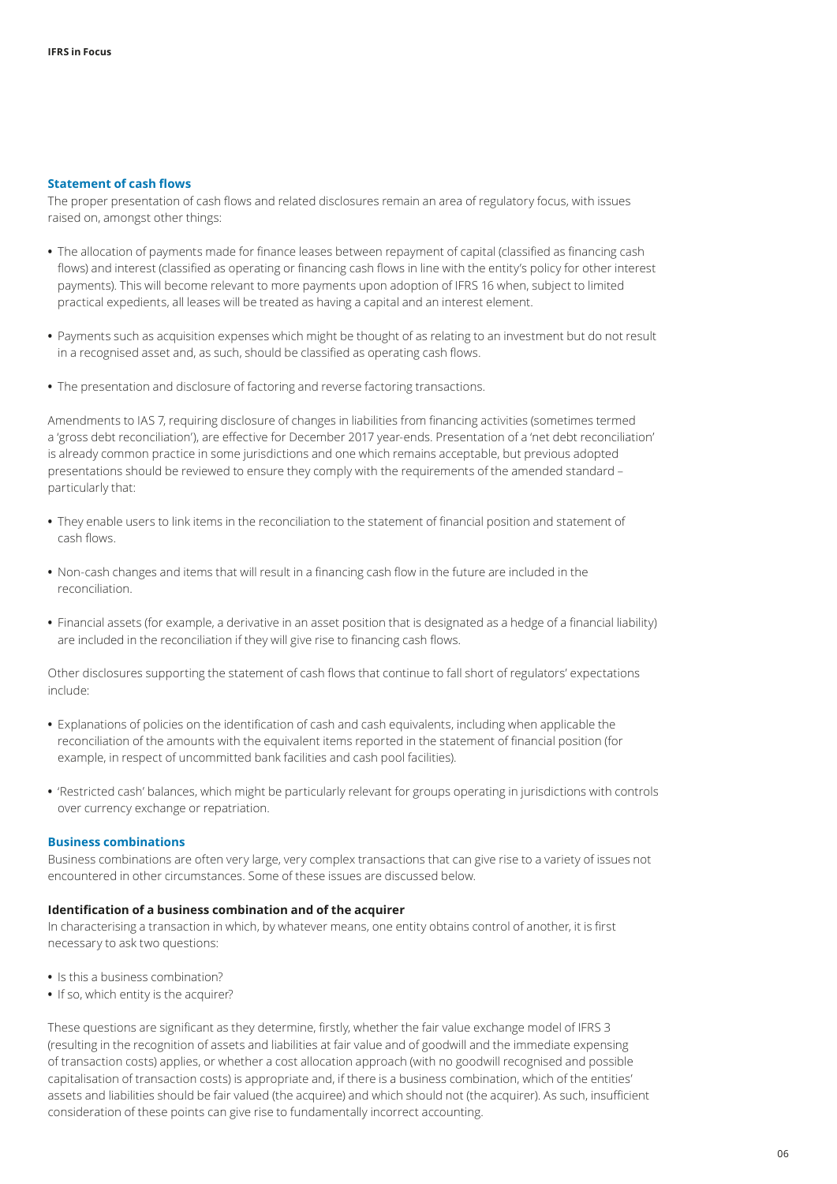## Statement of cash flows

The proper presentation of cash flows and related disclosures remain an area of regulatory focus, with issues raised on, amongst other things:

- The allocation of payments made for finance leases between repayment of capital (classified as financing cash flows) and interest (classified as operating or financing cash flows in line with the entity's policy for other interest payments). This will become relevant to more payments upon adoption of IFRS 16 when, subject to limited practical expedients, all leases will be treated as having a capital and an interest element.
- Payments such as acquisition expenses which might be thought of as relating to an investment but do not result in a recognised asset and, as such, should be classified as operating cash flows.
- The presentation and disclosure of factoring and reverse factoring transactions.

Amendments to IAS 7, requiring disclosure of changes in liabilities from financing activities (sometimes termed a 'gross debt reconciliation'), are effective for December 2017 year-ends. Presentation of a 'net debt reconciliation' is already common practice in some jurisdictions and one which remains acceptable, but previous adopted presentations should be reviewed to ensure they comply with the requirements of the amended standard – particularly that:

- They enable users to link items in the reconciliation to the statement of financial position and statement of cash flows.
- Non-cash changes and items that will result in a financing cash flow in the future are included in the reconciliation.
- Financial assets (for example, a derivative in an asset position that is designated as a hedge of a financial liability) are included in the reconciliation if they will give rise to financing cash flows.

Other disclosures supporting the statement of cash flows that continue to fall short of regulators' expectations include:

- Explanations of policies on the identification of cash and cash equivalents, including when applicable the reconciliation of the amounts with the equivalent items reported in the statement of financial position (for example, in respect of uncommitted bank facilities and cash pool facilities).
- 'Restricted cash' balances, which might be particularly relevant for groups operating in jurisdictions with controls over currency exchange or repatriation.

## Business combinations

Business combinations are often very large, very complex transactions that can give rise to a variety of issues not encountered in other circumstances. Some of these issues are discussed below.

### Identification of a business combination and of the acquirer

In characterising a transaction in which, by whatever means, one entity obtains control of another, it is first necessary to ask two questions:

- Is this a business combination?
- If so, which entity is the acquirer?

These questions are significant as they determine, firstly, whether the fair value exchange model of IFRS 3 (resulting in the recognition of assets and liabilities at fair value and of goodwill and the immediate expensing of transaction costs) applies, or whether a cost allocation approach (with no goodwill recognised and possible capitalisation of transaction costs) is appropriate and, if there is a business combination, which of the entities' assets and liabilities should be fair valued (the acquiree) and which should not (the acquirer). As such, insufficient consideration of these points can give rise to fundamentally incorrect accounting.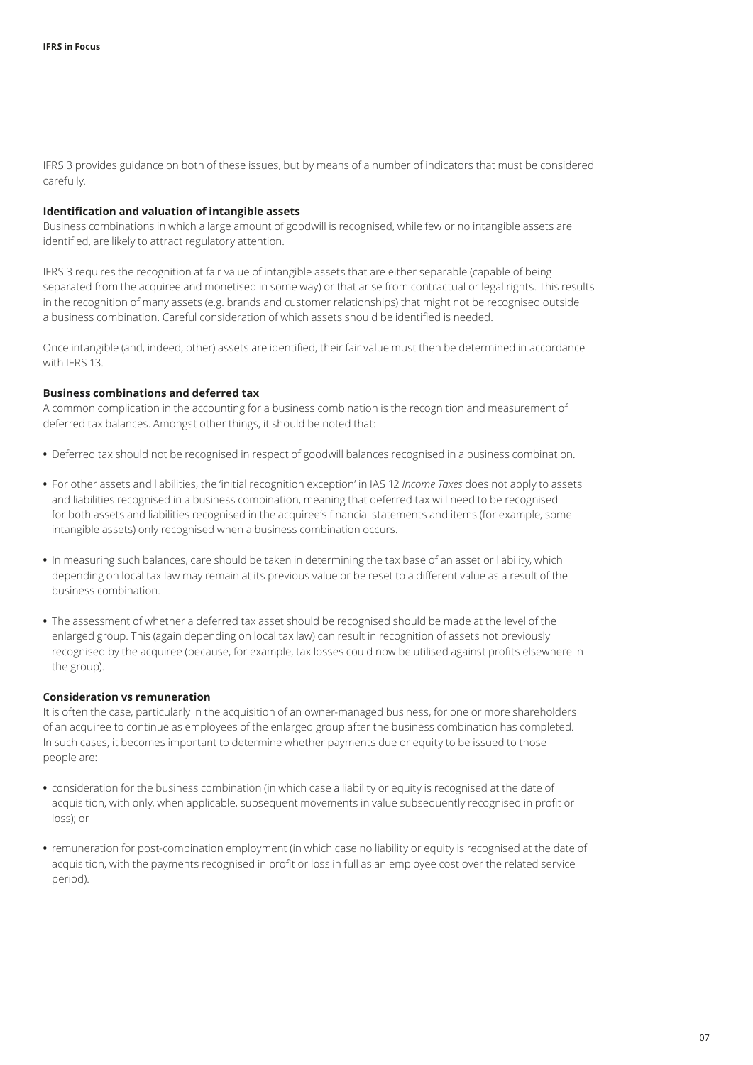IFRS 3 provides guidance on both of these issues, but by means of a number of indicators that must be considered carefully.

**Identification and valuation of intangible assets**

Business combinations in which a large amount of goodwill is recognised, while few or no intangible assets are identified, are likely to attract regulatory attention.

IFRS 3 requires the recognition at fair value of intangible assets that are either separable (capable of being separated from the acquiree and monetised in some way) or that arise from contractual or legal rights. This results in the recognition of many assets (e.g. brands and customer relationships) that might not be recognised outside a business combination. Careful consideration of which assets should be identified is needed.

Once intangible (and, indeed, other) assets are identified, their fair value must then be determined in accordance with IFRS 13.

**Business combinations and deferred tax**

A common complication in the accounting for a business combination is the recognition and measurement of deferred tax balances. Amongst other things, it should be noted that:

- Deferred tax should not be recognised in respect of goodwill balances recognised in a business combination.
- For other assets and liabilities, the 'initial recognition exception' in IAS 12 *Income Taxes* does not apply to assets and liabilities recognised in a business combination, meaning that deferred tax will need to be recognised for both assets and liabilities recognised in the acquiree's financial statements and items (for example, some intangible assets) only recognised when a business combination occurs.
- In measuring such balances, care should be taken in determining the tax base of an asset or liability, which depending on local tax law may remain at its previous value or be reset to a different value as a result of the business combination.
- The assessment of whether a deferred tax asset should be recognised should be made at the level of the enlarged group. This (again depending on local tax law) can result in recognition of assets not previously recognised by the acquiree (because, for example, tax losses could now be utilised against profits elsewhere in the group).

**Consideration vs remuneration**

It is often the case, particularly in the acquisition of an owner-managed business, for one or more shareholders of an acquiree to continue as employees of the enlarged group after the business combination has completed. In such cases, it becomes important to determine whether payments due or equity to be issued to those people are:

- consideration for the business combination (in which case a liability or equity is recognised at the date of acquisition, with only, when applicable, subsequent movements in value subsequently recognised in profit or loss); or
- remuneration for post-combination employment (in which case no liability or equity is recognised at the date of acquisition, with the payments recognised in profit or loss in full as an employee cost over the related service period).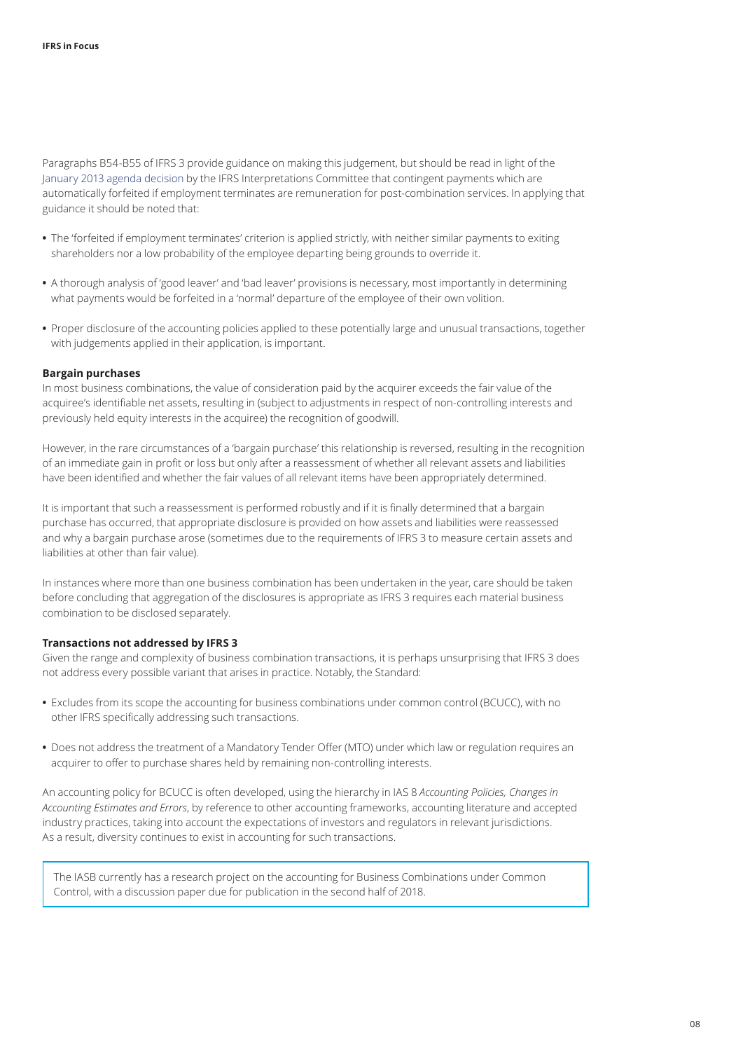Paragraphs B54-B55 of IFRS 3 provide guidance on making this judgement, but should be read in light of the January 2013 agenda decision by the IFRS Interpretations Committee that contingent payments which are automatically forfeited if employment terminates are remuneration for post-combination services. In applying that guidance it should be noted that:

- The 'forfeited if employment terminates' criterion is applied strictly, with neither similar payments to exiting shareholders nor a low probability of the employee departing being grounds to override it.
- A thorough analysis of 'good leaver' and 'bad leaver' provisions is necessary, most importantly in determining what payments would be forfeited in a 'normal' departure of the employee of their own volition.
- Proper disclosure of the accounting policies applied to these potentially large and unusual transactions, together with judgements applied in their application, is important.

**Bargain purchases**

In most business combinations, the value of consideration paid by the acquirer exceeds the fair value of the acquiree's identifiable net assets, resulting in (subject to adjustments in respect of non-controlling interests and previously held equity interests in the acquiree) the recognition of goodwill.

However, in the rare circumstances of a 'bargain purchase' this relationship is reversed, resulting in the recognition of an immediate gain in profit or loss but only after a reassessment of whether all relevant assets and liabilities have been identified and whether the fair values of all relevant items have been appropriately determined.

It is important that such a reassessment is performed robustly and if it is finally determined that a bargain purchase has occurred, that appropriate disclosure is provided on how assets and liabilities were reassessed and why a bargain purchase arose (sometimes due to the requirements of IFRS 3 to measure certain assets and liabilities at other than fair value).

In instances where more than one business combination has been undertaken in the year, care should be taken before concluding that aggregation of the disclosures is appropriate as IFRS 3 requires each material business combination to be disclosed separately.

**Transactions not addressed by IFRS 3**

Given the range and complexity of business combination transactions, it is perhaps unsurprising that IFRS 3 does not address every possible variant that arises in practice. Notably, the Standard:

- Excludes from its scope the accounting for business combinations under common control (BCUCC), with no other IFRS specifically addressing such transactions.
- Does not address the treatment of a Mandatory Tender Offer (MTO) under which law or regulation requires an acquirer to offer to purchase shares held by remaining non-controlling interests.

An accounting policy for BCUCC is often developed, using the hierarchy in IAS 8 *Accounting Policies, Changes in Accounting Estimates and Errors*, by reference to other accounting frameworks, accounting literature and accepted industry practices, taking into account the expectations of investors and regulators in relevant jurisdictions. As a result, diversity continues to exist in accounting for such transactions.

> The IASB currently has a research project on the accounting for Business Combinations under Common Control, with a discussion paper due for publication in the second half of 2018.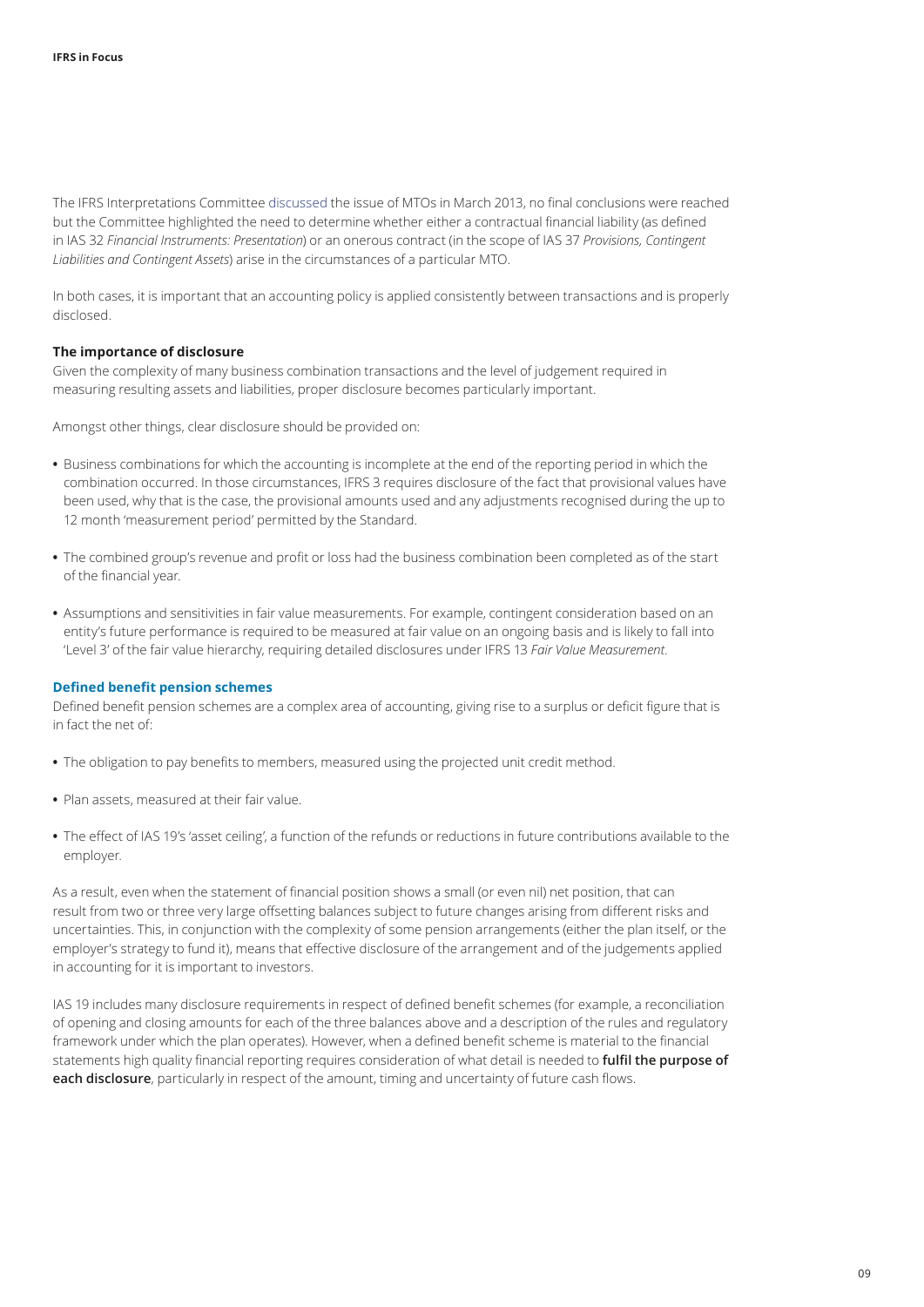The IFRS Interpretations Committee discussed the issue of MTOs in March 2013, no final conclusions were reached but the Committee highlighted the need to determine whether either a contractual financial liability (as defined in IAS 32 *Financial Instruments: Presentation*) or an onerous contract (in the scope of IAS 37 *Provisions, Contingent Liabilities and Contingent Assets*) arise in the circumstances of a particular MTO.

In both cases, it is important that an accounting policy is applied consistently between transactions and is properly disclosed.

**The importance of disclosure**

Given the complexity of many business combination transactions and the level of judgement required in measuring resulting assets and liabilities, proper disclosure becomes particularly important.

Amongst other things, clear disclosure should be provided on:

- Business combinations for which the accounting is incomplete at the end of the reporting period in which the combination occurred. In those circumstances, IFRS 3 requires disclosure of the fact that provisional values have been used, why that is the case, the provisional amounts used and any adjustments recognised during the up to 12 month 'measurement period' permitted by the Standard.
- The combined group's revenue and profit or loss had the business combination been completed as of the start of the financial year.
- Assumptions and sensitivities in fair value measurements. For example, contingent consideration based on an entity's future performance is required to be measured at fair value on an ongoing basis and is likely to fall into 'Level 3' of the fair value hierarchy, requiring detailed disclosures under IFRS 13 *Fair Value Measurement*.

## Defined benefit pension schemes

Defined benefit pension schemes are a complex area of accounting, giving rise to a surplus or deficit figure that is in fact the net of:

- The obligation to pay benefits to members, measured using the projected unit credit method.
- Plan assets, measured at their fair value.
- The effect of IAS 19's 'asset ceiling', a function of the refunds or reductions in future contributions available to the employer.

As a result, even when the statement of financial position shows a small (or even nil) net position, that can result from two or three very large offsetting balances subject to future changes arising from different risks and uncertainties. This, in conjunction with the complexity of some pension arrangements (either the plan itself, or the employer's strategy to fund it), means that effective disclosure of the arrangement and of the judgements applied in accounting for it is important to investors.

IAS 19 includes many disclosure requirements in respect of defined benefit schemes (for example, a reconciliation of opening and closing amounts for each of the three balances above and a description of the rules and regulatory framework under which the plan operates). However, when a defined benefit scheme is material to the financial statements high quality financial reporting requires consideration of what detail is needed to **fulfil the purpose of each disclosure**, particularly in respect of the amount, timing and uncertainty of future cash flows.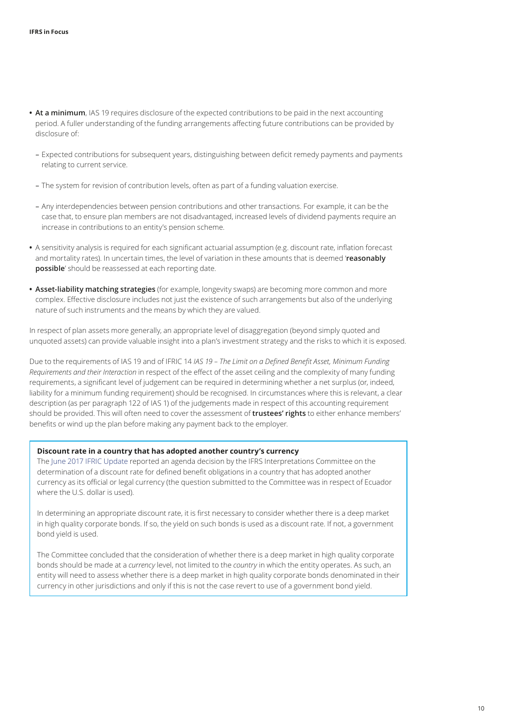- **At a minimum**, IAS 19 requires disclosure of the expected contributions to be paid in the next accounting period. A fuller understanding of the funding arrangements affecting future contributions can be provided by disclosure of:
  - Expected contributions for subsequent years, distinguishing between deficit remedy payments and payments relating to current service.
  - The system for revision of contribution levels, often as part of a funding valuation exercise.
  - Any interdependencies between pension contributions and other transactions. For example, it can be the case that, to ensure plan members are not disadvantaged, increased levels of dividend payments require an increase in contributions to an entity's pension scheme.
- A sensitivity analysis is required for each significant actuarial assumption (e.g. discount rate, inflation forecast and mortality rates). In uncertain times, the level of variation in these amounts that is deemed '**reasonably possible**' should be reassessed at each reporting date.
- **Asset-liability matching strategies** (for example, longevity swaps) are becoming more common and more complex. Effective disclosure includes not just the existence of such arrangements but also of the underlying nature of such instruments and the means by which they are valued.

In respect of plan assets more generally, an appropriate level of disaggregation (beyond simply quoted and unquoted assets) can provide valuable insight into a plan's investment strategy and the risks to which it is exposed.

Due to the requirements of IAS 19 and of IFRIC 14 *IAS 19 – The Limit on a Defined Benefit Asset, Minimum Funding Requirements and their Interaction* in respect of the effect of the asset ceiling and the complexity of many funding requirements, a significant level of judgement can be required in determining whether a net surplus (or, indeed, liability for a minimum funding requirement) should be recognised. In circumstances where this is relevant, a clear description (as per paragraph 122 of IAS 1) of the judgements made in respect of this accounting requirement should be provided. This will often need to cover the assessment of **trustees' rights** to either enhance members' benefits or wind up the plan before making any payment back to the employer.

**Discount rate in a country that has adopted another country's currency**

The June 2017 IFRIC Update reported an agenda decision by the IFRS Interpretations Committee on the determination of a discount rate for defined benefit obligations in a country that has adopted another currency as its official or legal currency (the question submitted to the Committee was in respect of Ecuador where the U.S. dollar is used).

In determining an appropriate discount rate, it is first necessary to consider whether there is a deep market in high quality corporate bonds. If so, the yield on such bonds is used as a discount rate. If not, a government bond yield is used.

The Committee concluded that the consideration of whether there is a deep market in high quality corporate bonds should be made at a *currency* level, not limited to the *country* in which the entity operates. As such, an entity will need to assess whether there is a deep market in high quality corporate bonds denominated in their currency in other jurisdictions and only if this is not the case revert to use of a government bond yield.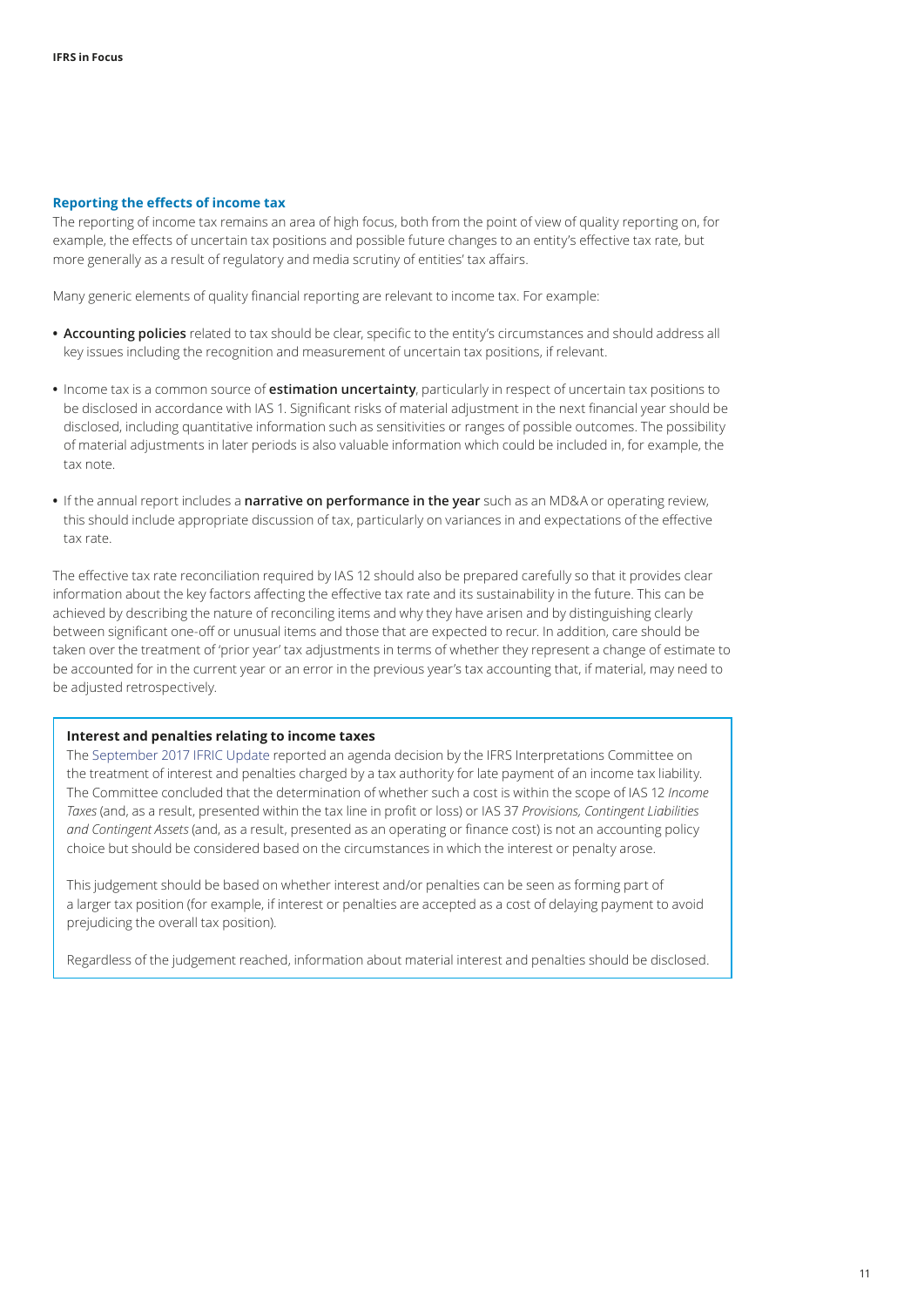## Reporting the effects of income tax

The reporting of income tax remains an area of high focus, both from the point of view of quality reporting on, for example, the effects of uncertain tax positions and possible future changes to an entity's effective tax rate, but more generally as a result of regulatory and media scrutiny of entities' tax affairs.

Many generic elements of quality financial reporting are relevant to income tax. For example:

- **Accounting policies** related to tax should be clear, specific to the entity's circumstances and should address all key issues including the recognition and measurement of uncertain tax positions, if relevant.
- Income tax is a common source of **estimation uncertainty**, particularly in respect of uncertain tax positions to be disclosed in accordance with IAS 1. Significant risks of material adjustment in the next financial year should be disclosed, including quantitative information such as sensitivities or ranges of possible outcomes. The possibility of material adjustments in later periods is also valuable information which could be included in, for example, the tax note.
- If the annual report includes a **narrative on performance in the year** such as an MD&A or operating review, this should include appropriate discussion of tax, particularly on variances in and expectations of the effective tax rate.

The effective tax rate reconciliation required by IAS 12 should also be prepared carefully so that it provides clear information about the key factors affecting the effective tax rate and its sustainability in the future. This can be achieved by describing the nature of reconciling items and why they have arisen and by distinguishing clearly between significant one-off or unusual items and those that are expected to recur. In addition, care should be taken over the treatment of 'prior year' tax adjustments in terms of whether they represent a change of estimate to be accounted for in the current year or an error in the previous year's tax accounting that, if material, may need to be adjusted retrospectively.

**Interest and penalties relating to income taxes**

The September 2017 IFRIC Update reported an agenda decision by the IFRS Interpretations Committee on the treatment of interest and penalties charged by a tax authority for late payment of an income tax liability. The Committee concluded that the determination of whether such a cost is within the scope of IAS 12 *Income Taxes* (and, as a result, presented within the tax line in profit or loss) or IAS 37 *Provisions, Contingent Liabilities and Contingent Assets* (and, as a result, presented as an operating or finance cost) is not an accounting policy choice but should be considered based on the circumstances in which the interest or penalty arose.

This judgement should be based on whether interest and/or penalties can be seen as forming part of a larger tax position (for example, if interest or penalties are accepted as a cost of delaying payment to avoid prejudicing the overall tax position).

Regardless of the judgement reached, information about material interest and penalties should be disclosed.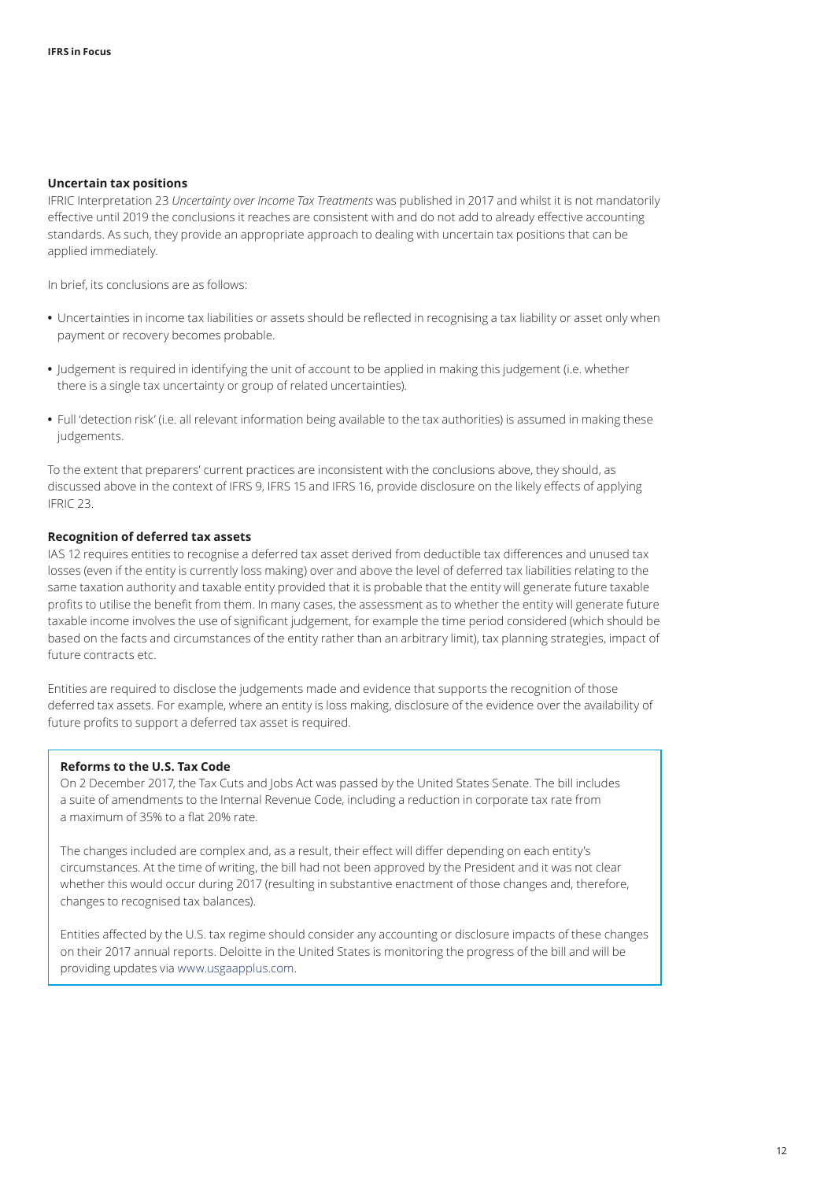### Uncertain tax positions

IFRIC Interpretation 23 *Uncertainty over Income Tax Treatments* was published in 2017 and whilst it is not mandatorily effective until 2019 the conclusions it reaches are consistent with and do not add to already effective accounting standards. As such, they provide an appropriate approach to dealing with uncertain tax positions that can be applied immediately.

In brief, its conclusions are as follows:

- Uncertainties in income tax liabilities or assets should be reflected in recognising a tax liability or asset only when payment or recovery becomes probable.
- Judgement is required in identifying the unit of account to be applied in making this judgement (i.e. whether there is a single tax uncertainty or group of related uncertainties).
- Full 'detection risk' (i.e. all relevant information being available to the tax authorities) is assumed in making these judgements.

To the extent that preparers' current practices are inconsistent with the conclusions above, they should, as discussed above in the context of IFRS 9, IFRS 15 and IFRS 16, provide disclosure on the likely effects of applying IFRIC 23.

### Recognition of deferred tax assets

IAS 12 requires entities to recognise a deferred tax asset derived from deductible tax differences and unused tax losses (even if the entity is currently loss making) over and above the level of deferred tax liabilities relating to the same taxation authority and taxable entity provided that it is probable that the entity will generate future taxable profits to utilise the benefit from them. In many cases, the assessment as to whether the entity will generate future taxable income involves the use of significant judgement, for example the time period considered (which should be based on the facts and circumstances of the entity rather than an arbitrary limit), tax planning strategies, impact of future contracts etc.

Entities are required to disclose the judgements made and evidence that supports the recognition of those deferred tax assets. For example, where an entity is loss making, disclosure of the evidence over the availability of future profits to support a deferred tax asset is required.

**Reforms to the U.S. Tax Code**

On 2 December 2017, the Tax Cuts and Jobs Act was passed by the United States Senate. The bill includes a suite of amendments to the Internal Revenue Code, including a reduction in corporate tax rate from a maximum of 35% to a flat 20% rate.

The changes included are complex and, as a result, their effect will differ depending on each entity's circumstances. At the time of writing, the bill had not been approved by the President and it was not clear whether this would occur during 2017 (resulting in substantive enactment of those changes and, therefore, changes to recognised tax balances).

Entities affected by the U.S. tax regime should consider any accounting or disclosure impacts of these changes on their 2017 annual reports. Deloitte in the United States is monitoring the progress of the bill and will be providing updates via www.usgaapplus.com.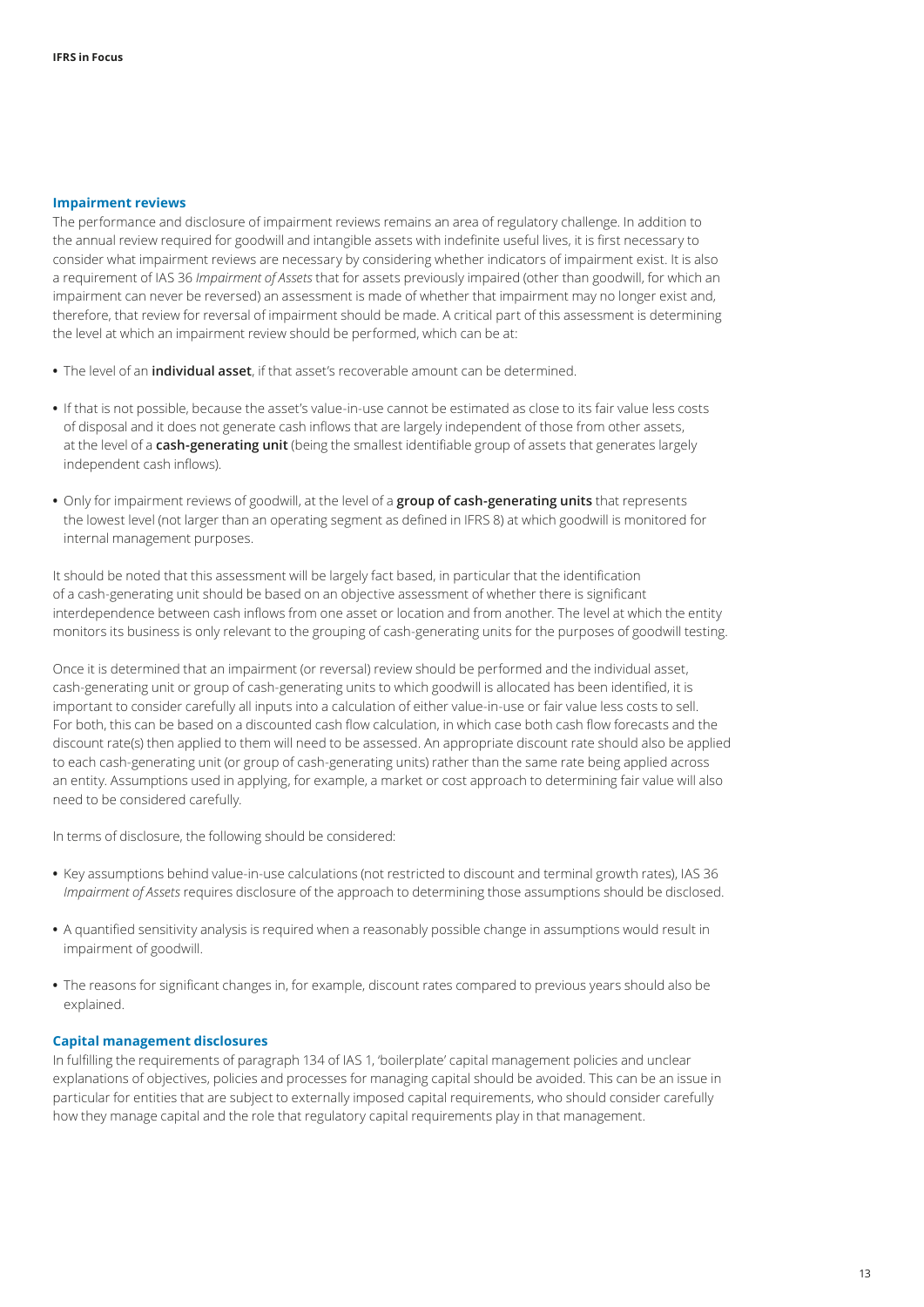## Impairment reviews

The performance and disclosure of impairment reviews remains an area of regulatory challenge. In addition to the annual review required for goodwill and intangible assets with indefinite useful lives, it is first necessary to consider what impairment reviews are necessary by considering whether indicators of impairment exist. It is also a requirement of IAS 36 *Impairment of Assets* that for assets previously impaired (other than goodwill, for which an impairment can never be reversed) an assessment is made of whether that impairment may no longer exist and, therefore, that review for reversal of impairment should be made. A critical part of this assessment is determining the level at which an impairment review should be performed, which can be at:

- The level of an **individual asset**, if that asset's recoverable amount can be determined.
- If that is not possible, because the asset's value-in-use cannot be estimated as close to its fair value less costs of disposal and it does not generate cash inflows that are largely independent of those from other assets, at the level of a **cash-generating unit** (being the smallest identifiable group of assets that generates largely independent cash inflows).
- Only for impairment reviews of goodwill, at the level of a **group of cash-generating units** that represents the lowest level (not larger than an operating segment as defined in IFRS 8) at which goodwill is monitored for internal management purposes.

It should be noted that this assessment will be largely fact based, in particular that the identification of a cash-generating unit should be based on an objective assessment of whether there is significant interdependence between cash inflows from one asset or location and from another. The level at which the entity monitors its business is only relevant to the grouping of cash-generating units for the purposes of goodwill testing.

Once it is determined that an impairment (or reversal) review should be performed and the individual asset, cash-generating unit or group of cash-generating units to which goodwill is allocated has been identified, it is important to consider carefully all inputs into a calculation of either value-in-use or fair value less costs to sell. For both, this can be based on a discounted cash flow calculation, in which case both cash flow forecasts and the discount rate(s) then applied to them will need to be assessed. An appropriate discount rate should also be applied to each cash-generating unit (or group of cash-generating units) rather than the same rate being applied across an entity. Assumptions used in applying, for example, a market or cost approach to determining fair value will also need to be considered carefully.

In terms of disclosure, the following should be considered:

- Key assumptions behind value-in-use calculations (not restricted to discount and terminal growth rates), IAS 36 *Impairment of Assets* requires disclosure of the approach to determining those assumptions should be disclosed.
- A quantified sensitivity analysis is required when a reasonably possible change in assumptions would result in impairment of goodwill.
- The reasons for significant changes in, for example, discount rates compared to previous years should also be explained.

## Capital management disclosures

In fulfilling the requirements of paragraph 134 of IAS 1, 'boilerplate' capital management policies and unclear explanations of objectives, policies and processes for managing capital should be avoided. This can be an issue in particular for entities that are subject to externally imposed capital requirements, who should consider carefully how they manage capital and the role that regulatory capital requirements play in that management.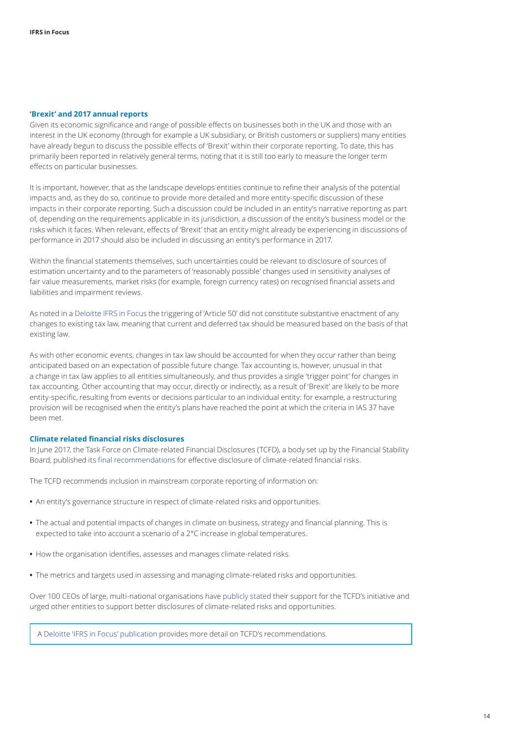### 'Brexit' and 2017 annual reports

Given its economic significance and range of possible effects on businesses both in the UK and those with an interest in the UK economy (through for example a UK subsidiary, or British customers or suppliers) many entities have already begun to discuss the possible effects of 'Brexit' within their corporate reporting. To date, this has primarily been reported in relatively general terms, noting that it is still too early to measure the longer term effects on particular businesses.

It is important, however, that as the landscape develops entities continue to refine their analysis of the potential impacts and, as they do so, continue to provide more detailed and more entity-specific discussion of these impacts in their corporate reporting. Such a discussion could be included in an entity's narrative reporting as part of, depending on the requirements applicable in its jurisdiction, a discussion of the entity's business model or the risks which it faces. When relevant, effects of 'Brexit' that an entity might already be experiencing in discussions of performance in 2017 should also be included in discussing an entity's performance in 2017.

Within the financial statements themselves, such uncertainties could be relevant to disclosure of sources of estimation uncertainty and to the parameters of 'reasonably possible' changes used in sensitivity analyses of fair value measurements, market risks (for example, foreign currency rates) on recognised financial assets and liabilities and impairment reviews.

As noted in a Deloitte IFRS in Focus the triggering of 'Article 50' did not constitute substantive enactment of any changes to existing tax law, meaning that current and deferred tax should be measured based on the basis of that existing law.

As with other economic events, changes in tax law should be accounted for when they occur rather than being anticipated based on an expectation of possible future change. Tax accounting is, however, unusual in that a change in tax law applies to all entities simultaneously, and thus provides a single 'trigger point' for changes in tax accounting. Other accounting that may occur, directly or indirectly, as a result of 'Brexit' are likely to be more entity-specific, resulting from events or decisions particular to an individual entity: for example, a restructuring provision will be recognised when the entity's plans have reached the point at which the criteria in IAS 37 have been met.

### Climate related financial risks disclosures

In June 2017, the Task Force on Climate-related Financial Disclosures (TCFD), a body set up by the Financial Stability Board, published its final recommendations for effective disclosure of climate-related financial risks.

The TCFD recommends inclusion in mainstream corporate reporting of information on:

- An entity's governance structure in respect of climate-related risks and opportunities.
- The actual and potential impacts of changes in climate on business, strategy and financial planning. This is expected to take into account a scenario of a 2°C increase in global temperatures.
- How the organisation identifies, assesses and manages climate-related risks.
- The metrics and targets used in assessing and managing climate-related risks and opportunities.

Over 100 CEOs of large, multi-national organisations have publicly stated their support for the TCFD's initiative and urged other entities to support better disclosures of climate-related risks and opportunities.

A Deloitte 'IFRS in Focus' publication provides more detail on TCFD's recommendations.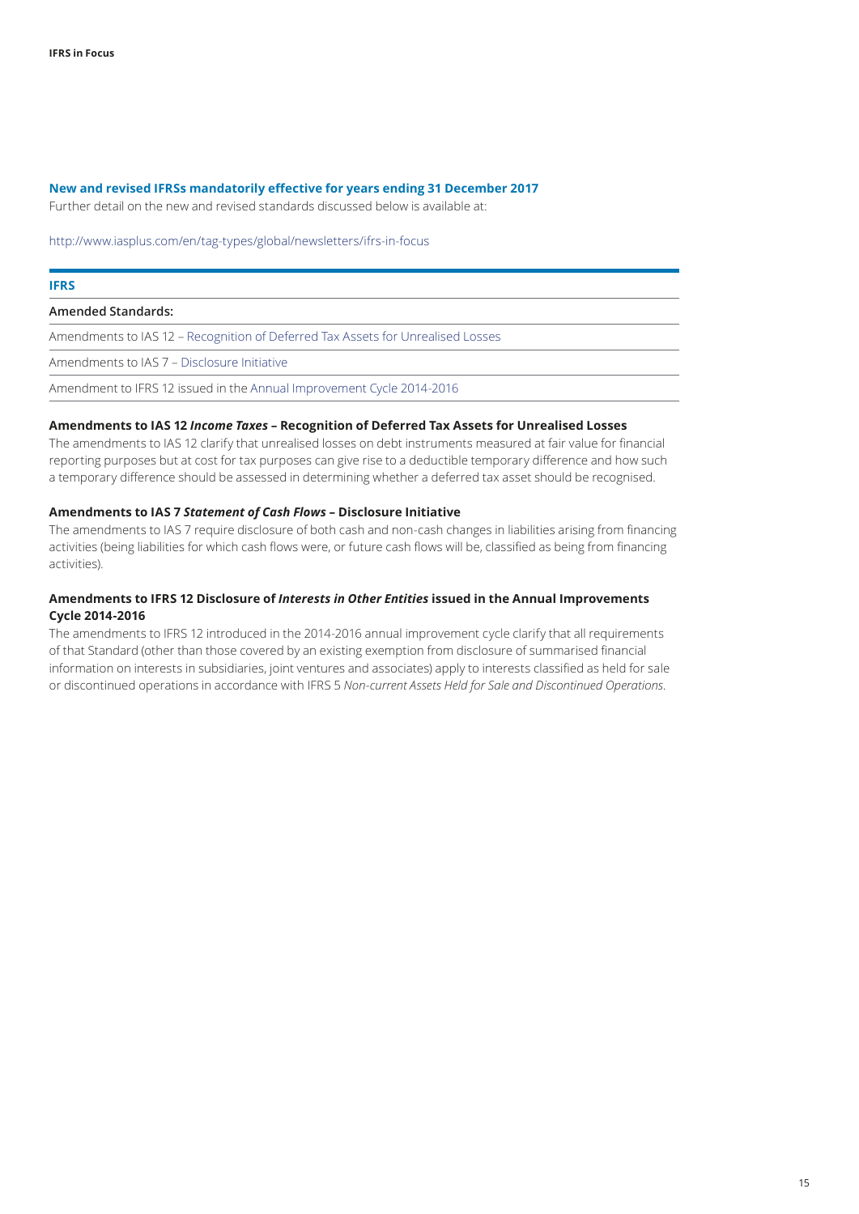## New and revised IFRSs mandatorily effective for years ending 31 December 2017

Further detail on the new and revised standards discussed below is available at:

http://www.iasplus.com/en/tag-types/global/newsletters/ifrs-in-focus

| IFRS |
|---|
| **Amended Standards:** |
| Amendments to IAS 12 – Recognition of Deferred Tax Assets for Unrealised Losses |
| Amendments to IAS 7 – Disclosure Initiative |
| Amendment to IFRS 12 issued in the Annual Improvement Cycle 2014-2016 |

**Amendments to IAS 12 *Income Taxes* – Recognition of Deferred Tax Assets for Unrealised Losses**

The amendments to IAS 12 clarify that unrealised losses on debt instruments measured at fair value for financial reporting purposes but at cost for tax purposes can give rise to a deductible temporary difference and how such a temporary difference should be assessed in determining whether a deferred tax asset should be recognised.

**Amendments to IAS 7 *Statement of Cash Flows* – Disclosure Initiative**

The amendments to IAS 7 require disclosure of both cash and non-cash changes in liabilities arising from financing activities (being liabilities for which cash flows were, or future cash flows will be, classified as being from financing activities).

**Amendments to IFRS 12 Disclosure of *Interests in Other Entities* issued in the Annual Improvements Cycle 2014-2016**

The amendments to IFRS 12 introduced in the 2014-2016 annual improvement cycle clarify that all requirements of that Standard (other than those covered by an existing exemption from disclosure of summarised financial information on interests in subsidiaries, joint ventures and associates) apply to interests classified as held for sale or discontinued operations in accordance with IFRS 5 *Non-current Assets Held for Sale and Discontinued Operations*.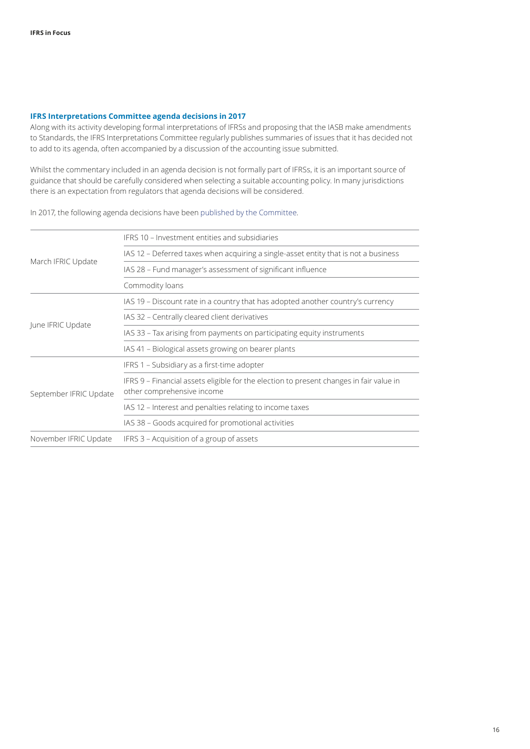### IFRS Interpretations Committee agenda decisions in 2017

Along with its activity developing formal interpretations of IFRSs and proposing that the IASB make amendments to Standards, the IFRS Interpretations Committee regularly publishes summaries of issues that it has decided not to add to its agenda, often accompanied by a discussion of the accounting issue submitted.

Whilst the commentary included in an agenda decision is not formally part of IFRSs, it is an important source of guidance that should be carefully considered when selecting a suitable accounting policy. In many jurisdictions there is an expectation from regulators that agenda decisions will be considered.

In 2017, the following agenda decisions have been published by the Committee.

| | |
|---|---|
| March IFRIC Update | IFRS 10 – Investment entities and subsidiaries |
| | IAS 12 – Deferred taxes when acquiring a single-asset entity that is not a business |
| | IAS 28 – Fund manager's assessment of significant influence |
| | Commodity loans |
| June IFRIC Update | IAS 19 – Discount rate in a country that has adopted another country's currency |
| | IAS 32 – Centrally cleared client derivatives |
| | IAS 33 – Tax arising from payments on participating equity instruments |
| | IAS 41 – Biological assets growing on bearer plants |
| September IFRIC Update | IFRS 1 – Subsidiary as a first-time adopter |
| | IFRS 9 – Financial assets eligible for the election to present changes in fair value in other comprehensive income |
| | IAS 12 – Interest and penalties relating to income taxes |
| | IAS 38 – Goods acquired for promotional activities |
| November IFRIC Update | IFRS 3 – Acquisition of a group of assets |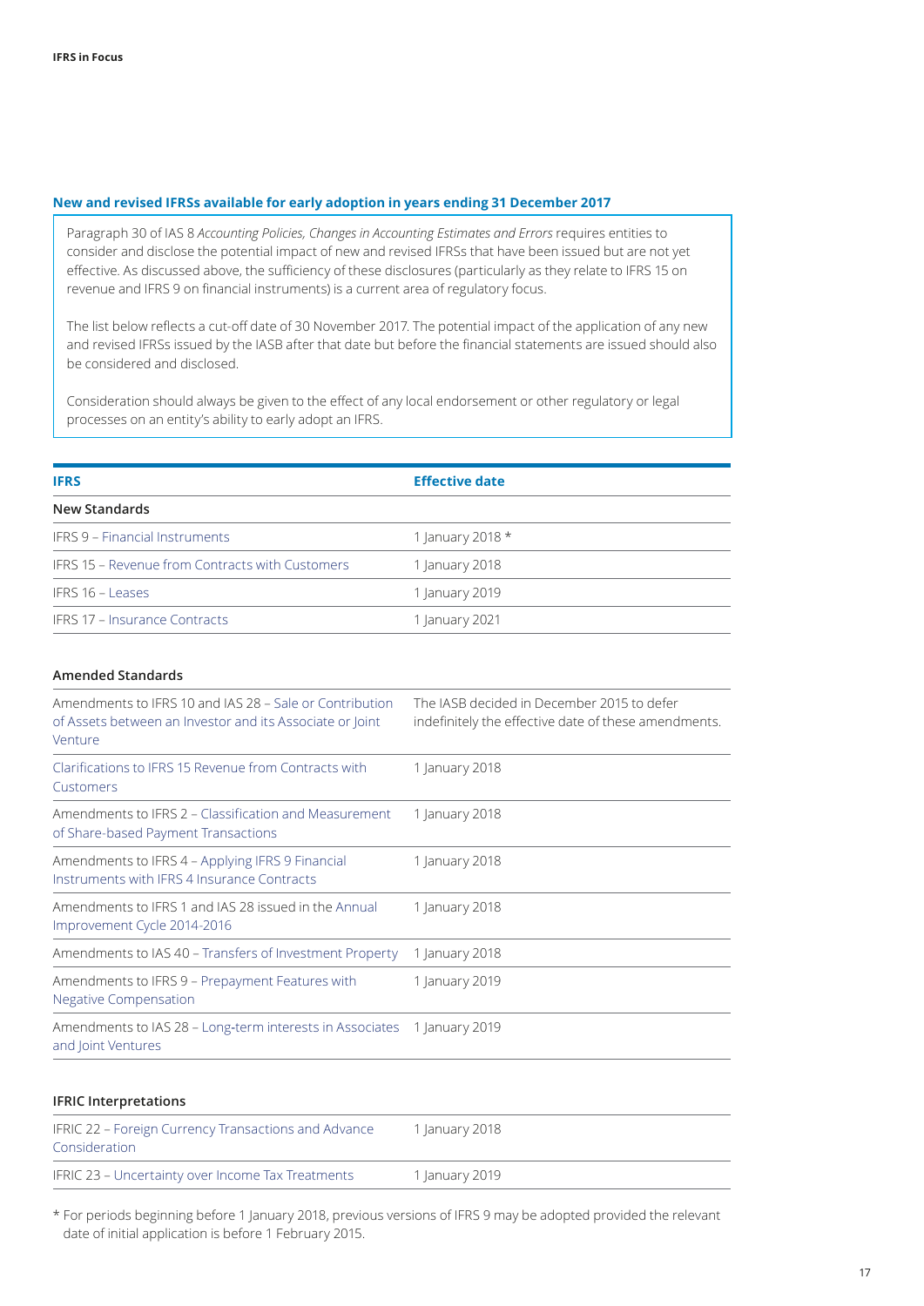## New and revised IFRSs available for early adoption in years ending 31 December 2017

Paragraph 30 of IAS 8 *Accounting Policies, Changes in Accounting Estimates and Errors* requires entities to consider and disclose the potential impact of new and revised IFRSs that have been issued but are not yet effective. As discussed above, the sufficiency of these disclosures (particularly as they relate to IFRS 15 on revenue and IFRS 9 on financial instruments) is a current area of regulatory focus.

The list below reflects a cut-off date of 30 November 2017. The potential impact of the application of any new and revised IFRSs issued by the IASB after that date but before the financial statements are issued should also be considered and disclosed.

Consideration should always be given to the effect of any local endorsement or other regulatory or legal processes on an entity's ability to early adopt an IFRS.

| IFRS | Effective date |
|---|---|
| **New Standards** | |
| IFRS 9 – Financial Instruments | 1 January 2018 * |
| IFRS 15 – Revenue from Contracts with Customers | 1 January 2018 |
| IFRS 16 – Leases | 1 January 2019 |
| IFRS 17 – Insurance Contracts | 1 January 2021 |

**Amended Standards**

| | |
|---|---|
| Amendments to IFRS 10 and IAS 28 – Sale or Contribution of Assets between an Investor and its Associate or Joint Venture | The IASB decided in December 2015 to defer indefinitely the effective date of these amendments. |
| Clarifications to IFRS 15 Revenue from Contracts with Customers | 1 January 2018 |
| Amendments to IFRS 2 – Classification and Measurement of Share-based Payment Transactions | 1 January 2018 |
| Amendments to IFRS 4 – Applying IFRS 9 Financial Instruments with IFRS 4 Insurance Contracts | 1 January 2018 |
| Amendments to IFRS 1 and IAS 28 issued in the Annual Improvement Cycle 2014-2016 | 1 January 2018 |
| Amendments to IAS 40 – Transfers of Investment Property | 1 January 2018 |
| Amendments to IFRS 9 – Prepayment Features with Negative Compensation | 1 January 2019 |
| Amendments to IAS 28 – Long-term interests in Associates and Joint Ventures | 1 January 2019 |

**IFRIC Interpretations**

| | |
|---|---|
| IFRIC 22 – Foreign Currency Transactions and Advance Consideration | 1 January 2018 |
| IFRIC 23 – Uncertainty over Income Tax Treatments | 1 January 2019 |

* For periods beginning before 1 January 2018, previous versions of IFRS 9 may be adopted provided the relevant date of initial application is before 1 February 2015.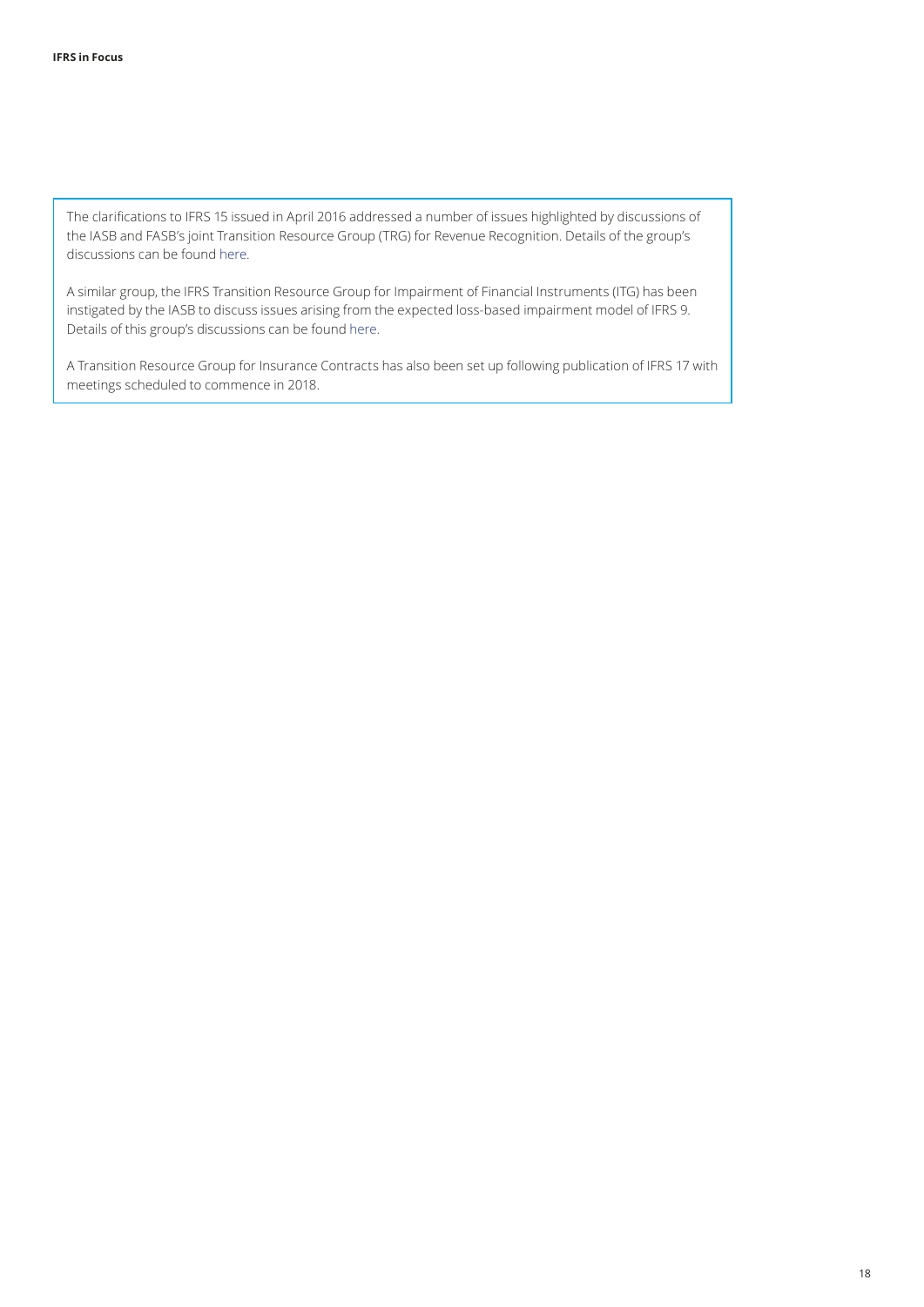The clarifications to IFRS 15 issued in April 2016 addressed a number of issues highlighted by discussions of the IASB and FASB's joint Transition Resource Group (TRG) for Revenue Recognition. Details of the group's discussions can be found here.

A similar group, the IFRS Transition Resource Group for Impairment of Financial Instruments (ITG) has been instigated by the IASB to discuss issues arising from the expected loss-based impairment model of IFRS 9. Details of this group's discussions can be found here.

A Transition Resource Group for Insurance Contracts has also been set up following publication of IFRS 17 with meetings scheduled to commence in 2018.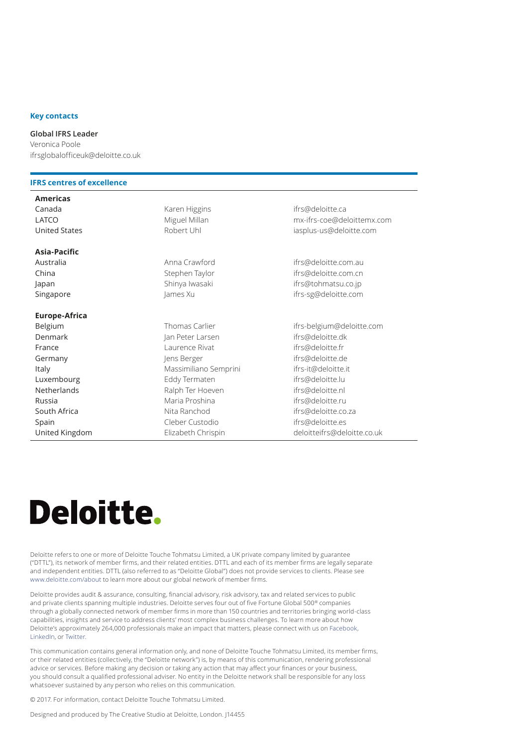## Key contacts

**Global IFRS Leader**
Veronica Poole
ifrsglobalofficeuk@deloitte.co.uk

## IFRS centres of excellence

| | | |
|---|---|---|
| **Americas** | | |
| Canada | Karen Higgins | ifrs@deloitte.ca |
| LATCO | Miguel Millan | mx-ifrs-coe@deloittemx.com |
| United States | Robert Uhl | iasplus-us@deloitte.com |
| **Asia-Pacific** | | |
| Australia | Anna Crawford | ifrs@deloitte.com.au |
| China | Stephen Taylor | ifrs@deloitte.com.cn |
| Japan | Shinya Iwasaki | ifrs@tohmatsu.co.jp |
| Singapore | James Xu | ifrs-sg@deloitte.com |
| **Europe-Africa** | | |
| Belgium | Thomas Carlier | ifrs-belgium@deloitte.com |
| Denmark | Jan Peter Larsen | ifrs@deloitte.dk |
| France | Laurence Rivat | ifrs@deloitte.fr |
| Germany | Jens Berger | ifrs@deloitte.de |
| Italy | Massimiliano Semprini | ifrs-it@deloitte.it |
| Luxembourg | Eddy Termaten | ifrs@deloitte.lu |
| Netherlands | Ralph Ter Hoeven | ifrs@deloitte.nl |
| Russia | Maria Proshina | ifrs@deloitte.ru |
| South Africa | Nita Ranchod | ifrs@deloitte.co.za |
| Spain | Cleber Custodio | ifrs@deloitte.es |
| United Kingdom | Elizabeth Chrispin | deloitteifrs@deloitte.co.uk |

**Deloitte.**

Deloitte refers to one or more of Deloitte Touche Tohmatsu Limited, a UK private company limited by guarantee ("DTTL"), its network of member firms, and their related entities. DTTL and each of its member firms are legally separate and independent entities. DTTL (also referred to as "Deloitte Global") does not provide services to clients. Please see www.deloitte.com/about to learn more about our global network of member firms.

Deloitte provides audit & assurance, consulting, financial advisory, risk advisory, tax and related services to public and private clients spanning multiple industries. Deloitte serves four out of five Fortune Global 500® companies through a globally connected network of member firms in more than 150 countries and territories bringing world-class capabilities, insights and service to address clients' most complex business challenges. To learn more about how Deloitte's approximately 264,000 professionals make an impact that matters, please connect with us on Facebook, LinkedIn, or Twitter.

This communication contains general information only, and none of Deloitte Touche Tohmatsu Limited, its member firms, or their related entities (collectively, the "Deloitte network") is, by means of this communication, rendering professional advice or services. Before making any decision or taking any action that may affect your finances or your business, you should consult a qualified professional adviser. No entity in the Deloitte network shall be responsible for any loss whatsoever sustained by any person who relies on this communication.

© 2017. For information, contact Deloitte Touche Tohmatsu Limited.

Designed and produced by The Creative Studio at Deloitte, London. J14455